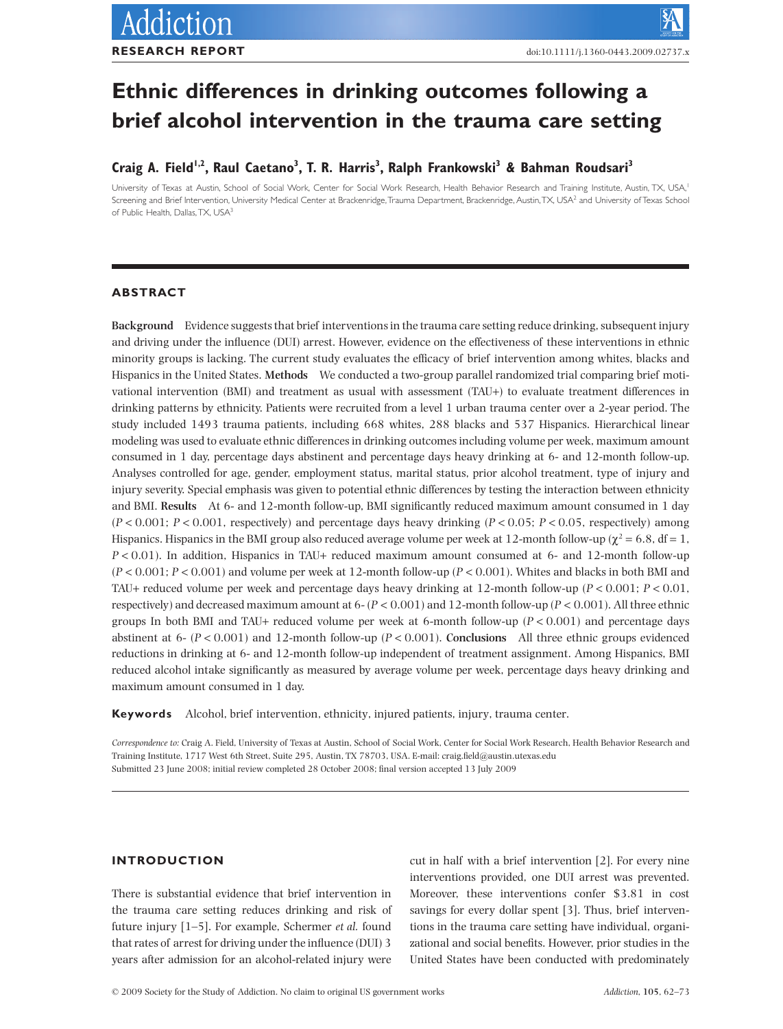RESEARCH REPORT

doi:10.1111/j.1360-0443.2009.02737.x

# Ethnic differences in drinking outcomes following a brief alcohol intervention in the trauma care setting

**Craig A. Field[1,2], Raul Caetano[3], T. R. Harris[3], Ralph Frankowski[3] & Bahman Roudsari[3]**

University of Texas at Austin, School of Social Work, Center for Social Work Research, Health Behavior Research and Training Institute, Austin, TX, USA,[1] Screening and Brief Intervention, University Medical Center at Brackenridge, Trauma Department, Brackenridge, Austin, TX, USA[2] and University of Texas School of Public Health, Dallas, TX, USA[3]

## ABSTRACT

**Background** Evidence suggests that brief interventions in the trauma care setting reduce drinking, subsequent injury and driving under the influence (DUI) arrest. However, evidence on the effectiveness of these interventions in ethnic minority groups is lacking. The current study evaluates the efficacy of brief intervention among whites, blacks and Hispanics in the United States. **Methods** We conducted a two-group parallel randomized trial comparing brief motivational intervention (BMI) and treatment as usual with assessment (TAU+) to evaluate treatment differences in drinking patterns by ethnicity. Patients were recruited from a level 1 urban trauma center over a 2-year period. The study included 1493 trauma patients, including 668 whites, 288 blacks and 537 Hispanics. Hierarchical linear modeling was used to evaluate ethnic differences in drinking outcomes including volume per week, maximum amount consumed in 1 day, percentage days abstinent and percentage days heavy drinking at 6- and 12-month follow-up. Analyses controlled for age, gender, employment status, marital status, prior alcohol treatment, type of injury and injury severity. Special emphasis was given to potential ethnic differences by testing the interaction between ethnicity and BMI. **Results** At 6- and 12-month follow-up, BMI significantly reduced maximum amount consumed in 1 day ($P < 0.001$; $P < 0.001$, respectively) and percentage days heavy drinking ($P < 0.05$; $P < 0.05$, respectively) among Hispanics. Hispanics in the BMI group also reduced average volume per week at 12-month follow-up ($\chi^2 = 6.8$, df = 1, $P < 0.01$). In addition, Hispanics in TAU+ reduced maximum amount consumed at 6- and 12-month follow-up ($P < 0.001$; $P < 0.001$) and volume per week at 12-month follow-up ($P < 0.001$). Whites and blacks in both BMI and TAU+ reduced volume per week and percentage days heavy drinking at 12-month follow-up ($P < 0.001$; $P < 0.01$, respectively) and decreased maximum amount at 6- ($P < 0.001$) and 12-month follow-up ($P < 0.001$). All three ethnic groups In both BMI and TAU+ reduced volume per week at 6-month follow-up ($P < 0.001$) and percentage days abstinent at 6- ($P < 0.001$) and 12-month follow-up ($P < 0.001$). **Conclusions** All three ethnic groups evidenced reductions in drinking at 6- and 12-month follow-up independent of treatment assignment. Among Hispanics, BMI reduced alcohol intake significantly as measured by average volume per week, percentage days heavy drinking and maximum amount consumed in 1 day.

**Keywords** Alcohol, brief intervention, ethnicity, injured patients, injury, trauma center.

*Correspondence to:* Craig A. Field, University of Texas at Austin, School of Social Work, Center for Social Work Research, Health Behavior Research and Training Institute, 1717 West 6th Street, Suite 295, Austin, TX 78703, USA. E-mail: craig.field@austin.utexas.edu
Submitted 23 June 2008; initial review completed 28 October 2008; final version accepted 13 July 2009

## INTRODUCTION

There is substantial evidence that brief intervention in the trauma care setting reduces drinking and risk of future injury [1–5]. For example, Schermer *et al.* found that rates of arrest for driving under the influence (DUI) 3 years after admission for an alcohol-related injury were cut in half with a brief intervention [2]. For every nine interventions provided, one DUI arrest was prevented. Moreover, these interventions confer $3.81 in cost savings for every dollar spent [3]. Thus, brief interventions in the trauma care setting have individual, organizational and social benefits. However, prior studies in the United States have been conducted with predominately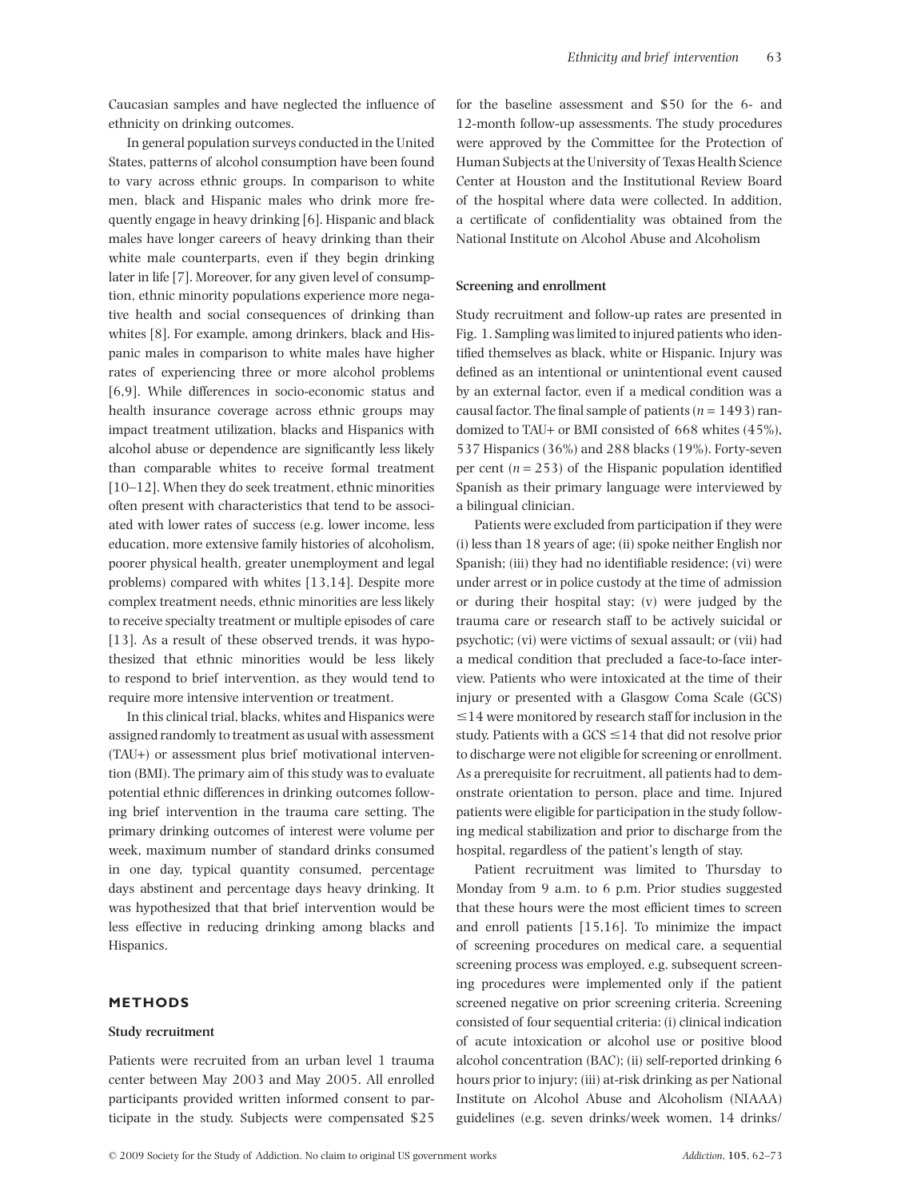Caucasian samples and have neglected the influence of ethnicity on drinking outcomes.

In general population surveys conducted in the United States, patterns of alcohol consumption have been found to vary across ethnic groups. In comparison to white men, black and Hispanic males who drink more frequently engage in heavy drinking [6]. Hispanic and black males have longer careers of heavy drinking than their white male counterparts, even if they begin drinking later in life [7]. Moreover, for any given level of consumption, ethnic minority populations experience more negative health and social consequences of drinking than whites [8]. For example, among drinkers, black and Hispanic males in comparison to white males have higher rates of experiencing three or more alcohol problems [6,9]. While differences in socio-economic status and health insurance coverage across ethnic groups may impact treatment utilization, blacks and Hispanics with alcohol abuse or dependence are significantly less likely than comparable whites to receive formal treatment [10–12]. When they do seek treatment, ethnic minorities often present with characteristics that tend to be associated with lower rates of success (e.g. lower income, less education, more extensive family histories of alcoholism, poorer physical health, greater unemployment and legal problems) compared with whites [13,14]. Despite more complex treatment needs, ethnic minorities are less likely to receive specialty treatment or multiple episodes of care [13]. As a result of these observed trends, it was hypothesized that ethnic minorities would be less likely to respond to brief intervention, as they would tend to require more intensive intervention or treatment.

In this clinical trial, blacks, whites and Hispanics were assigned randomly to treatment as usual with assessment (TAU+) or assessment plus brief motivational intervention (BMI). The primary aim of this study was to evaluate potential ethnic differences in drinking outcomes following brief intervention in the trauma care setting. The primary drinking outcomes of interest were volume per week, maximum number of standard drinks consumed in one day, typical quantity consumed, percentage days abstinent and percentage days heavy drinking. It was hypothesized that that brief intervention would be less effective in reducing drinking among blacks and Hispanics.

## METHODS

### Study recruitment

Patients were recruited from an urban level 1 trauma center between May 2003 and May 2005. All enrolled participants provided written informed consent to participate in the study. Subjects were compensated \$25 for the baseline assessment and \$50 for the 6- and 12-month follow-up assessments. The study procedures were approved by the Committee for the Protection of Human Subjects at the University of Texas Health Science Center at Houston and the Institutional Review Board of the hospital where data were collected. In addition, a certificate of confidentiality was obtained from the National Institute on Alcohol Abuse and Alcoholism

### Screening and enrollment

Study recruitment and follow-up rates are presented in Fig. 1. Sampling was limited to injured patients who identified themselves as black, white or Hispanic. Injury was defined as an intentional or unintentional event caused by an external factor, even if a medical condition was a causal factor. The final sample of patients ($n = 1493$) randomized to TAU+ or BMI consisted of 668 whites (45%), 537 Hispanics (36%) and 288 blacks (19%). Forty-seven per cent ($n = 253$) of the Hispanic population identified Spanish as their primary language were interviewed by a bilingual clinician.

Patients were excluded from participation if they were (i) less than 18 years of age; (ii) spoke neither English nor Spanish; (iii) they had no identifiable residence; (vi) were under arrest or in police custody at the time of admission or during their hospital stay; (v) were judged by the trauma care or research staff to be actively suicidal or psychotic; (vi) were victims of sexual assault; or (vii) had a medical condition that precluded a face-to-face interview. Patients who were intoxicated at the time of their injury or presented with a Glasgow Coma Scale (GCS) $\leq 14$ were monitored by research staff for inclusion in the study. Patients with a GCS $\leq 14$ that did not resolve prior to discharge were not eligible for screening or enrollment. As a prerequisite for recruitment, all patients had to demonstrate orientation to person, place and time. Injured patients were eligible for participation in the study following medical stabilization and prior to discharge from the hospital, regardless of the patient's length of stay.

Patient recruitment was limited to Thursday to Monday from 9 a.m. to 6 p.m. Prior studies suggested that these hours were the most efficient times to screen and enroll patients [15,16]. To minimize the impact of screening procedures on medical care, a sequential screening process was employed, e.g. subsequent screening procedures were implemented only if the patient screened negative on prior screening criteria. Screening consisted of four sequential criteria: (i) clinical indication of acute intoxication or alcohol use or positive blood alcohol concentration (BAC); (ii) self-reported drinking 6 hours prior to injury; (iii) at-risk drinking as per National Institute on Alcohol Abuse and Alcoholism (NIAAA) guidelines (e.g. seven drinks/week women, 14 drinks/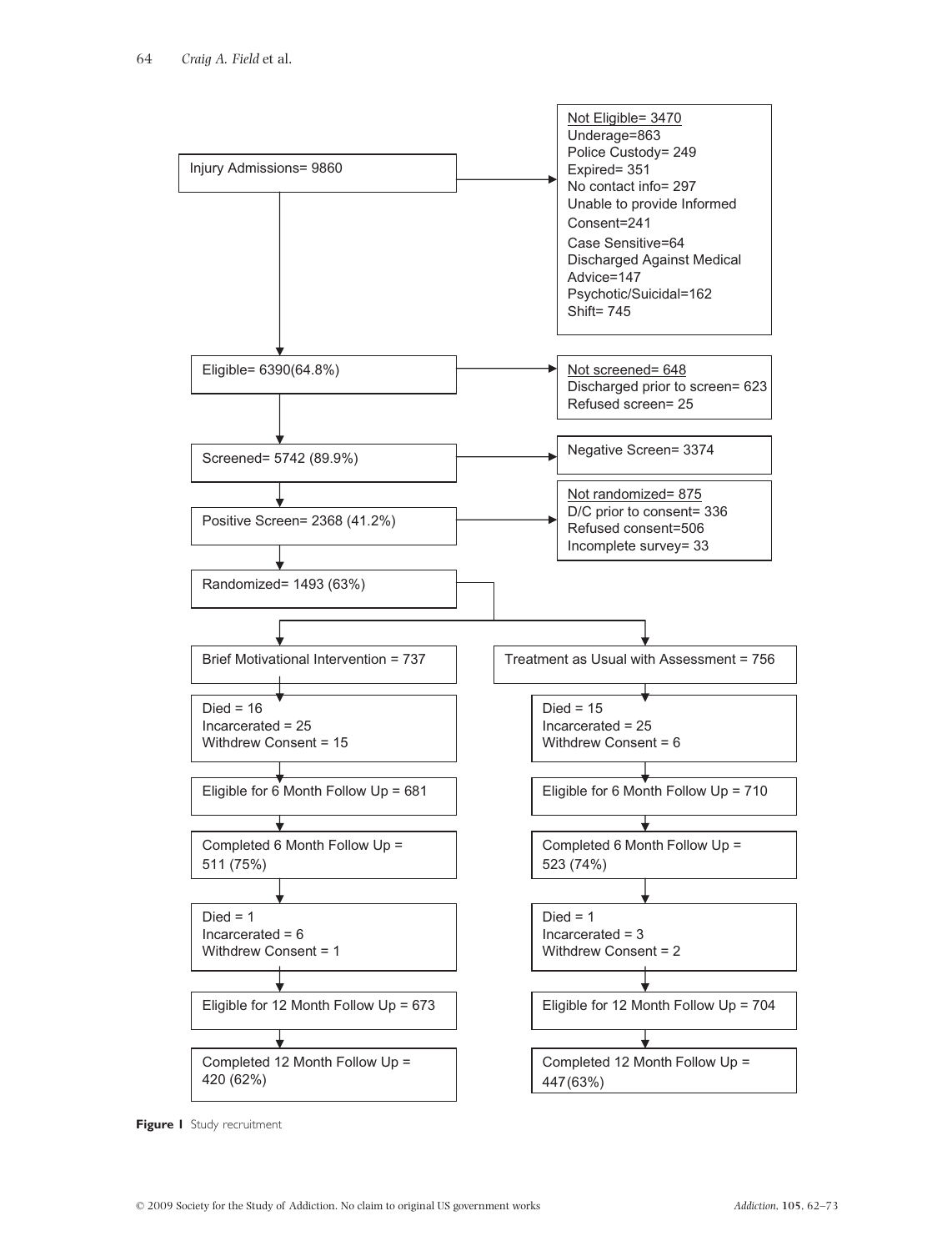Injury Admissions= 9860

Not Eligible= 3470
Underage=863
Police Custody= 249
Expired= 351
No contact info= 297
Unable to provide Informed Consent=241
Case Sensitive=64
Discharged Against Medical Advice=147
Psychotic/Suicidal=162
Shift= 745

Eligible= 6390(64.8%)

Not screened= 648
Discharged prior to screen= 623
Refused screen= 25

Screened= 5742 (89.9%)

Negative Screen= 3374

Positive Screen= 2368 (41.2%)

Not randomized= 875
D/C prior to consent= 336
Refused consent=506
Incomplete survey= 33

Randomized= 1493 (63%)

| Brief Motivational Intervention = 737 | Treatment as Usual with Assessment = 756 |
| --- | --- |
| Died = 16<br>Incarcerated = 25<br>Withdrew Consent = 15 | Died = 15<br>Incarcerated = 25<br>Withdrew Consent = 6 |
| Eligible for 6 Month Follow Up = 681 | Eligible for 6 Month Follow Up = 710 |
| Completed 6 Month Follow Up = 511 (75%) | Completed 6 Month Follow Up = 523 (74%) |
| Died = 1<br>Incarcerated = 6<br>Withdrew Consent = 1 | Died = 1<br>Incarcerated = 3<br>Withdrew Consent = 2 |
| Eligible for 12 Month Follow Up = 673 | Eligible for 12 Month Follow Up = 704 |
| Completed 12 Month Follow Up = 420 (62%) | Completed 12 Month Follow Up = 447(63%) |

**Figure 1** Study recruitment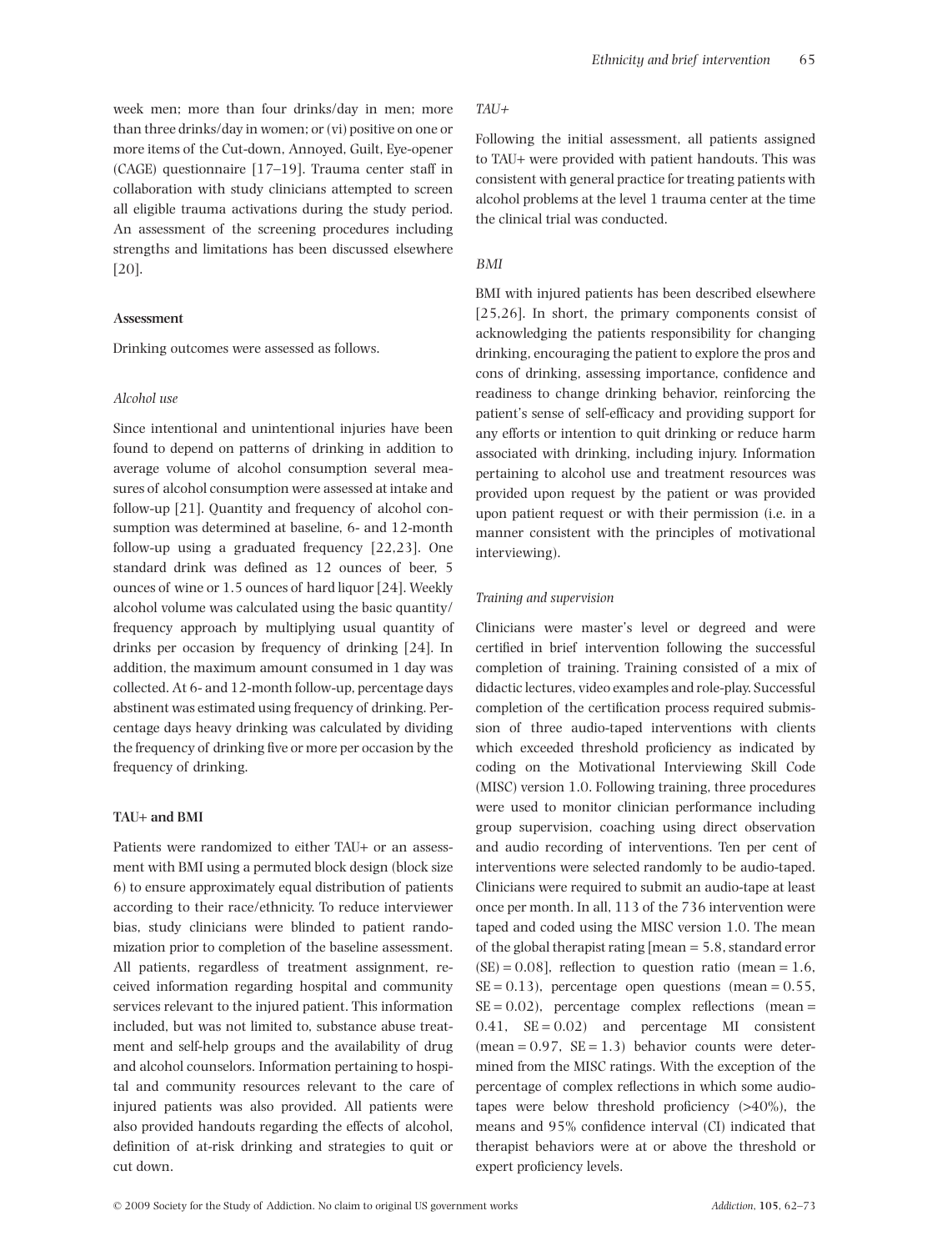week men; more than four drinks/day in men; more than three drinks/day in women; or (vi) positive on one or more items of the Cut-down, Annoyed, Guilt, Eye-opener (CAGE) questionnaire [17–19]. Trauma center staff in collaboration with study clinicians attempted to screen all eligible trauma activations during the study period. An assessment of the screening procedures including strengths and limitations has been discussed elsewhere [20].

### Assessment

Drinking outcomes were assessed as follows.

#### *Alcohol use*

Since intentional and unintentional injuries have been found to depend on patterns of drinking in addition to average volume of alcohol consumption several measures of alcohol consumption were assessed at intake and follow-up [21]. Quantity and frequency of alcohol consumption was determined at baseline, 6- and 12-month follow-up using a graduated frequency [22,23]. One standard drink was defined as 12 ounces of beer, 5 ounces of wine or 1.5 ounces of hard liquor [24]. Weekly alcohol volume was calculated using the basic quantity/frequency approach by multiplying usual quantity of drinks per occasion by frequency of drinking [24]. In addition, the maximum amount consumed in 1 day was collected. At 6- and 12-month follow-up, percentage days abstinent was estimated using frequency of drinking. Percentage days heavy drinking was calculated by dividing the frequency of drinking five or more per occasion by the frequency of drinking.

### TAU+ and BMI

Patients were randomized to either TAU+ or an assessment with BMI using a permuted block design (block size 6) to ensure approximately equal distribution of patients according to their race/ethnicity. To reduce interviewer bias, study clinicians were blinded to patient randomization prior to completion of the baseline assessment. All patients, regardless of treatment assignment, received information regarding hospital and community services relevant to the injured patient. This information included, but was not limited to, substance abuse treatment and self-help groups and the availability of drug and alcohol counselors. Information pertaining to hospital and community resources relevant to the care of injured patients was also provided. All patients were also provided handouts regarding the effects of alcohol, definition of at-risk drinking and strategies to quit or cut down.

#### *TAU+*

Following the initial assessment, all patients assigned to TAU+ were provided with patient handouts. This was consistent with general practice for treating patients with alcohol problems at the level 1 trauma center at the time the clinical trial was conducted.

#### *BMI*

BMI with injured patients has been described elsewhere [25,26]. In short, the primary components consist of acknowledging the patients responsibility for changing drinking, encouraging the patient to explore the pros and cons of drinking, assessing importance, confidence and readiness to change drinking behavior, reinforcing the patient's sense of self-efficacy and providing support for any efforts or intention to quit drinking or reduce harm associated with drinking, including injury. Information pertaining to alcohol use and treatment resources was provided upon request by the patient or was provided upon patient request or with their permission (i.e. in a manner consistent with the principles of motivational interviewing).

#### *Training and supervision*

Clinicians were master's level or degreed and were certified in brief intervention following the successful completion of training. Training consisted of a mix of didactic lectures, video examples and role-play. Successful completion of the certification process required submission of three audio-taped interventions with clients which exceeded threshold proficiency as indicated by coding on the Motivational Interviewing Skill Code (MISC) version 1.0. Following training, three procedures were used to monitor clinician performance including group supervision, coaching using direct observation and audio recording of interventions. Ten per cent of interventions were selected randomly to be audio-taped. Clinicians were required to submit an audio-tape at least once per month. In all, 113 of the 736 intervention were taped and coded using the MISC version 1.0. The mean of the global therapist rating [mean = 5.8, standard error (SE) = 0.08], reflection to question ratio (mean = 1.6, SE = 0.13), percentage open questions (mean = 0.55, SE = 0.02), percentage complex reflections (mean = 0.41, SE = 0.02) and percentage MI consistent (mean = 0.97, SE = 1.3) behavior counts were determined from the MISC ratings. With the exception of the percentage of complex reflections in which some audio-tapes were below threshold proficiency (>40%), the means and 95% confidence interval (CI) indicated that therapist behaviors were at or above the threshold or expert proficiency levels.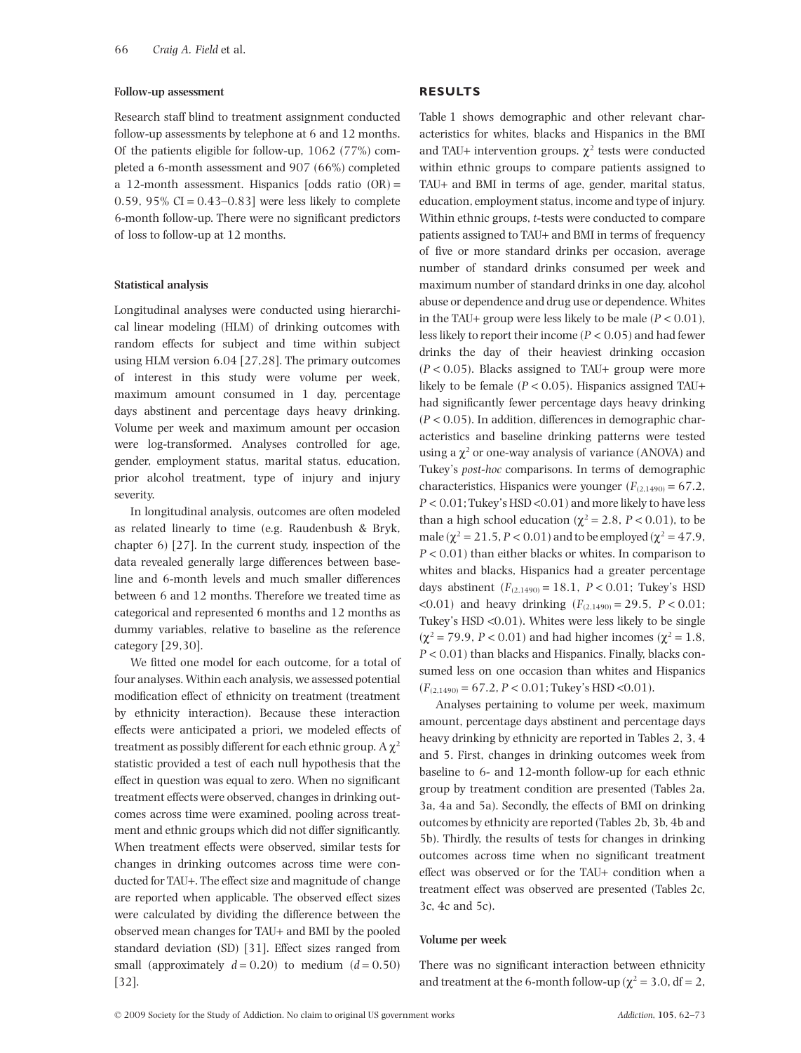### Follow-up assessment

Research staff blind to treatment assignment conducted follow-up assessments by telephone at 6 and 12 months. Of the patients eligible for follow-up, 1062 (77%) completed a 6-month assessment and 907 (66%) completed a 12-month assessment. Hispanics [odds ratio (OR) = 0.59, 95% CI = 0.43–0.83] were less likely to complete 6-month follow-up. There were no significant predictors of loss to follow-up at 12 months.

### Statistical analysis

Longitudinal analyses were conducted using hierarchical linear modeling (HLM) of drinking outcomes with random effects for subject and time within subject using HLM version 6.04 [27,28]. The primary outcomes of interest in this study were volume per week, maximum amount consumed in 1 day, percentage days abstinent and percentage days heavy drinking. Volume per week and maximum amount per occasion were log-transformed. Analyses controlled for age, gender, employment status, marital status, education, prior alcohol treatment, type of injury and injury severity.

In longitudinal analysis, outcomes are often modeled as related linearly to time (e.g. Raudenbush & Bryk, chapter 6) [27]. In the current study, inspection of the data revealed generally large differences between baseline and 6-month levels and much smaller differences between 6 and 12 months. Therefore we treated time as categorical and represented 6 months and 12 months as dummy variables, relative to baseline as the reference category [29,30].

We fitted one model for each outcome, for a total of four analyses. Within each analysis, we assessed potential modification effect of ethnicity on treatment (treatment by ethnicity interaction). Because these interaction effects were anticipated a priori, we modeled effects of treatment as possibly different for each ethnic group. A $\chi^2$ statistic provided a test of each null hypothesis that the effect in question was equal to zero. When no significant treatment effects were observed, changes in drinking outcomes across time were examined, pooling across treatment and ethnic groups which did not differ significantly. When treatment effects were observed, similar tests for changes in drinking outcomes across time were conducted for TAU+. The effect size and magnitude of change are reported when applicable. The observed effect sizes were calculated by dividing the difference between the observed mean changes for TAU+ and BMI by the pooled standard deviation (SD) [31]. Effect sizes ranged from small (approximately $d = 0.20$) to medium ($d = 0.50$) [32].

## RESULTS

Table 1 shows demographic and other relevant characteristics for whites, blacks and Hispanics in the BMI and TAU+ intervention groups. $\chi^2$ tests were conducted within ethnic groups to compare patients assigned to TAU+ and BMI in terms of age, gender, marital status, education, employment status, income and type of injury. Within ethnic groups, *t*-tests were conducted to compare patients assigned to TAU+ and BMI in terms of frequency of five or more standard drinks per occasion, average number of standard drinks consumed per week and maximum number of standard drinks in one day, alcohol abuse or dependence and drug use or dependence. Whites in the TAU+ group were less likely to be male ($P < 0.01$), less likely to report their income ($P < 0.05$) and had fewer drinks the day of their heaviest drinking occasion ($P < 0.05$). Blacks assigned to TAU+ group were more likely to be female ($P < 0.05$). Hispanics assigned TAU+ had significantly fewer percentage days heavy drinking ($P < 0.05$). In addition, differences in demographic characteristics and baseline drinking patterns were tested using a $\chi^2$ or one-way analysis of variance (ANOVA) and Tukey's *post-hoc* comparisons. In terms of demographic characteristics, Hispanics were younger ($F_{(2,1490)} = 67.2$, $P < 0.01$; Tukey's HSD <0.01) and more likely to have less than a high school education ($\chi^2 = 2.8$, $P < 0.01$), to be male ($\chi^2 = 21.5$, $P < 0.01$) and to be employed ($\chi^2 = 47.9$, $P < 0.01$) than either blacks or whites. In comparison to whites and blacks, Hispanics had a greater percentage days abstinent ($F_{(2,1490)} = 18.1$, $P < 0.01$; Tukey's HSD <0.01) and heavy drinking ($F_{(2,1490)} = 29.5$, $P < 0.01$; Tukey's HSD <0.01). Whites were less likely to be single ($\chi^2 = 79.9$, $P < 0.01$) and had higher incomes ($\chi^2 = 1.8$, $P < 0.01$) than blacks and Hispanics. Finally, blacks consumed less on one occasion than whites and Hispanics ($F_{(2,1490)} = 67.2$, $P < 0.01$; Tukey's HSD <0.01).

Analyses pertaining to volume per week, maximum amount, percentage days abstinent and percentage days heavy drinking by ethnicity are reported in Tables 2, 3, 4 and 5. First, changes in drinking outcomes week from baseline to 6- and 12-month follow-up for each ethnic group by treatment condition are presented (Tables 2a, 3a, 4a and 5a). Secondly, the effects of BMI on drinking outcomes by ethnicity are reported (Tables 2b, 3b, 4b and 5b). Thirdly, the results of tests for changes in drinking outcomes across time when no significant treatment effect was observed or for the TAU+ condition when a treatment effect was observed are presented (Tables 2c, 3c, 4c and 5c).

### Volume per week

There was no significant interaction between ethnicity and treatment at the 6-month follow-up ($\chi^2 = 3.0$, df = 2,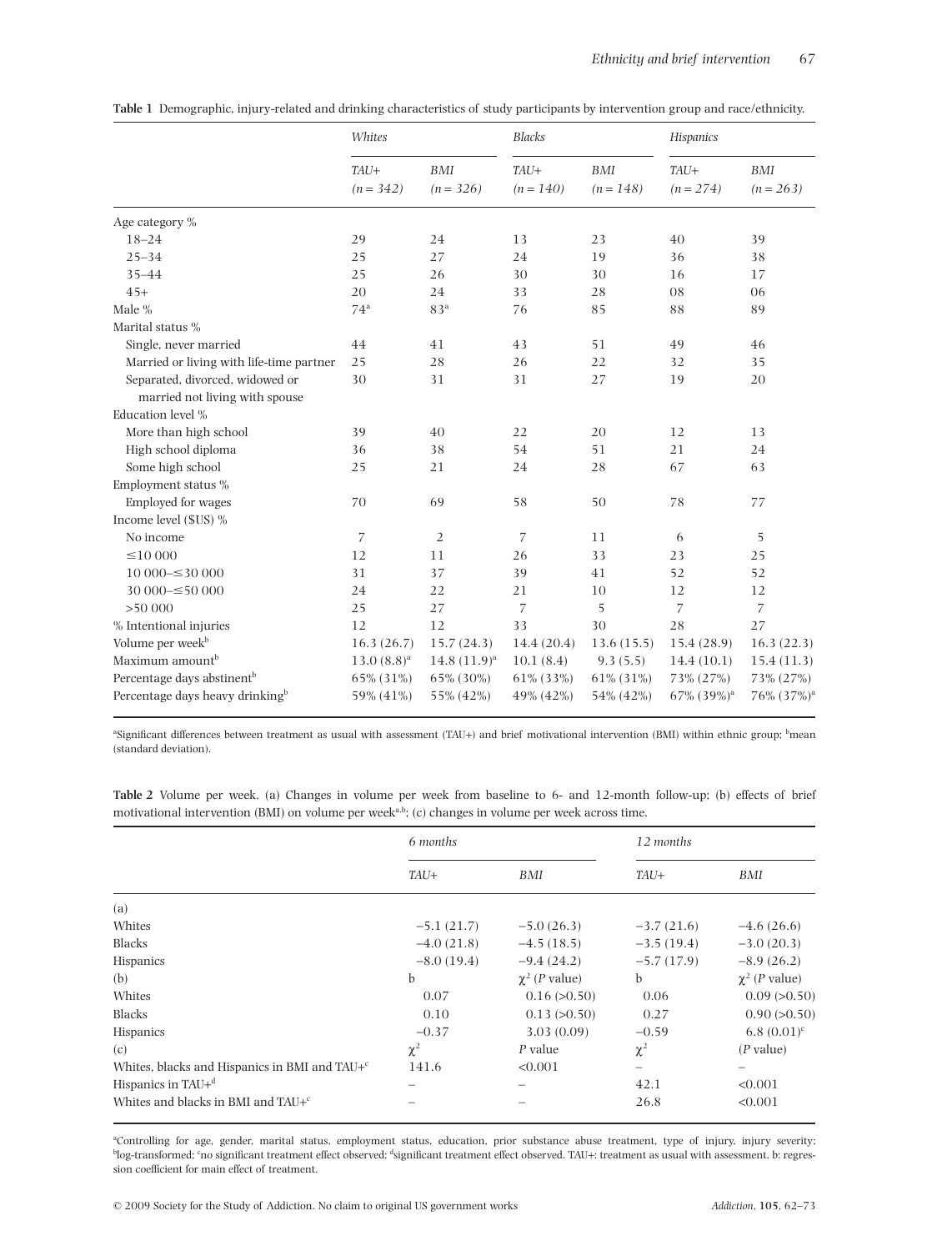**Table 1** Demographic, injury-related and drinking characteristics of study participants by intervention group and race/ethnicity.

| | *Whites* | | *Blacks* | | *Hispanics* | |
|---|---|---|---|---|---|---|
| | *TAU+* (*n* = 342) | *BMI* (*n* = 326) | *TAU+* (*n* = 140) | *BMI* (*n* = 148) | *TAU+* (*n* = 274) | *BMI* (*n* = 263) |
| Age category % | | | | | | |
| 18–24 | 29 | 24 | 13 | 23 | 40 | 39 |
| 25–34 | 25 | 27 | 24 | 19 | 36 | 38 |
| 35–44 | 25 | 26 | 30 | 30 | 16 | 17 |
| 45+ | 20 | 24 | 33 | 28 | 08 | 06 |
| Male % | 74[a] | 83[a] | 76 | 85 | 88 | 89 |
| Marital status % | | | | | | |
| Single, never married | 44 | 41 | 43 | 51 | 49 | 46 |
| Married or living with life-time partner | 25 | 28 | 26 | 22 | 32 | 35 |
| Separated, divorced, widowed or married not living with spouse | 30 | 31 | 31 | 27 | 19 | 20 |
| Education level % | | | | | | |
| More than high school | 39 | 40 | 22 | 20 | 12 | 13 |
| High school diploma | 36 | 38 | 54 | 51 | 21 | 24 |
| Some high school | 25 | 21 | 24 | 28 | 67 | 63 |
| Employment status % | | | | | | |
| Employed for wages | 70 | 69 | 58 | 50 | 78 | 77 |
| Income level ($US) % | | | | | | |
| No income | 7 | 2 | 7 | 11 | 6 | 5 |
| ≤10 000 | 12 | 11 | 26 | 33 | 23 | 25 |
| 10 000–≤30 000 | 31 | 37 | 39 | 41 | 52 | 52 |
| 30 000–≤50 000 | 24 | 22 | 21 | 10 | 12 | 12 |
| >50 000 | 25 | 27 | 7 | 5 | 7 | 7 |
| % Intentional injuries | 12 | 12 | 33 | 30 | 28 | 27 |
| Volume per week[b] | 16.3 (26.7) | 15.7 (24.3) | 14.4 (20.4) | 13.6 (15.5) | 15.4 (28.9) | 16.3 (22.3) |
| Maximum amount[b] | 13.0 (8.8)[a] | 14.8 (11.9)[a] | 10.1 (8.4) | 9.3 (5.5) | 14.4 (10.1) | 15.4 (11.3) |
| Percentage days abstinent[b] | 65% (31%) | 65% (30%) | 61% (33%) | 61% (31%) | 73% (27%) | 73% (27%) |
| Percentage days heavy drinking[b] | 59% (41%) | 55% (42%) | 49% (42%) | 54% (42%) | 67% (39%)[a] | 76% (37%)[a] |

[a]Significant differences between treatment as usual with assessment (TAU+) and brief motivational intervention (BMI) within ethnic group; [b]mean (standard deviation).

**Table 2** Volume per week. (a) Changes in volume per week from baseline to 6- and 12-month follow-up; (b) effects of brief motivational intervention (BMI) on volume per week[a,b]; (c) changes in volume per week across time.

| | *6 months* | | *12 months* | |
|---|---|---|---|---|
| | *TAU+* | *BMI* | *TAU+* | *BMI* |
| (a) | | | | |
| Whites | −5.1 (21.7) | −5.0 (26.3) | −3.7 (21.6) | −4.6 (26.6) |
| Blacks | −4.0 (21.8) | −4.5 (18.5) | −3.5 (19.4) | −3.0 (20.3) |
| Hispanics | −8.0 (19.4) | −9.4 (24.2) | −5.7 (17.9) | −8.9 (26.2) |
| (b) | b | $\chi^2$ (*P* value) | b | $\chi^2$ (*P* value) |
| Whites | 0.07 | 0.16 (>0.50) | 0.06 | 0.09 (>0.50) |
| Blacks | 0.10 | 0.13 (>0.50) | 0.27 | 0.90 (>0.50) |
| Hispanics | −0.37 | 3.03 (0.09) | −0.59 | 6.8 (0.01)[c] |
| (c) | $\chi^2$ | *P* value | $\chi^2$ | (*P* value) |
| Whites, blacks and Hispanics in BMI and TAU+[c] | 141.6 | <0.001 | – | – |
| Hispanics in TAU+[d] | – | – | 42.1 | <0.001 |
| Whites and blacks in BMI and TAU+[c] | – | – | 26.8 | <0.001 |

[a]Controlling for age, gender, marital status, employment status, education, prior substance abuse treatment, type of injury, injury severity; [b]log-transformed; [c]no significant treatment effect observed; [d]significant treatment effect observed. TAU+: treatment as usual with assessment. b: regression coefficient for main effect of treatment.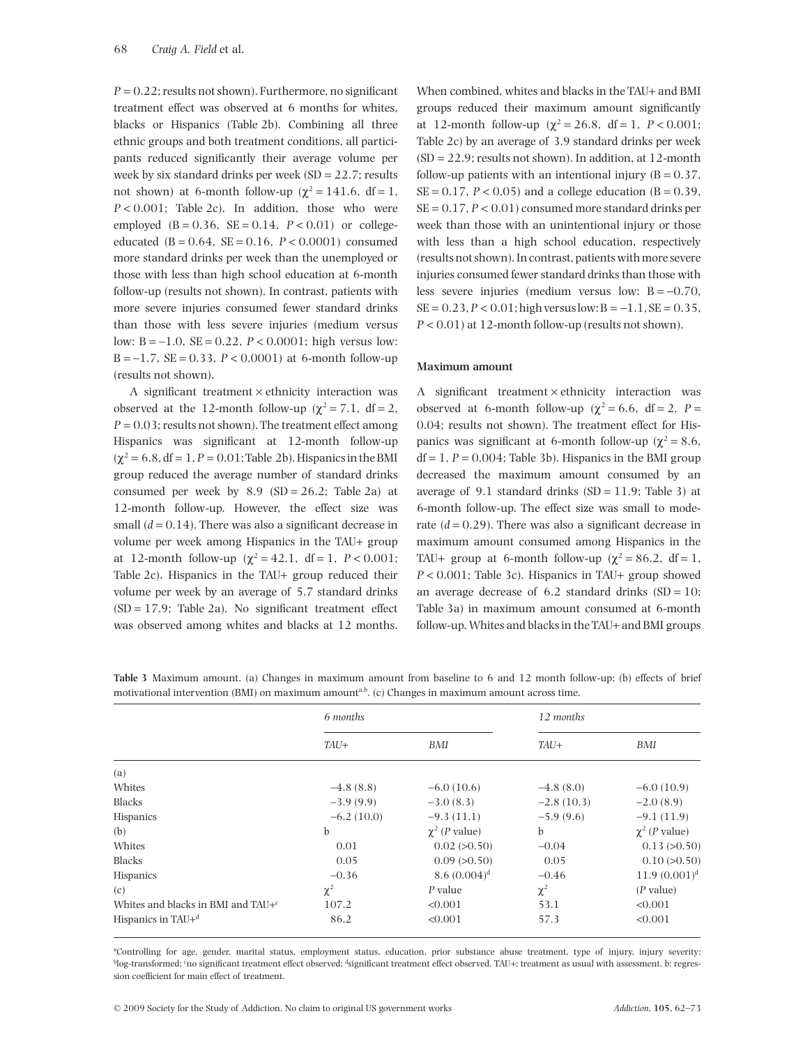$P = 0.22$; results not shown). Furthermore, no significant treatment effect was observed at 6 months for whites, blacks or Hispanics (Table 2b). Combining all three ethnic groups and both treatment conditions, all participants reduced significantly their average volume per week by six standard drinks per week (SD = 22.7; results not shown) at 6-month follow-up ($\chi^2 = 141.6$, df = 1, $P < 0.001$; Table 2c). In addition, those who were employed (B = 0.36, SE = 0.14, $P < 0.01$) or college-educated (B = 0.64, SE = 0.16, $P < 0.0001$) consumed more standard drinks per week than the unemployed or those with less than high school education at 6-month follow-up (results not shown). In contrast, patients with more severe injuries consumed fewer standard drinks than those with less severe injuries (medium versus low: B = −1.0, SE = 0.22, $P < 0.0001$; high versus low: B = −1.7, SE = 0.33, $P < 0.0001$) at 6-month follow-up (results not shown).

A significant treatment × ethnicity interaction was observed at the 12-month follow-up ($\chi^2 = 7.1$, df = 2, $P = 0.03$; results not shown). The treatment effect among Hispanics was significant at 12-month follow-up ($\chi^2 = 6.8$, df = 1, $P = 0.01$; Table 2b). Hispanics in the BMI group reduced the average number of standard drinks consumed per week by 8.9 (SD = 26.2; Table 2a) at 12-month follow-up. However, the effect size was small ($d = 0.14$). There was also a significant decrease in volume per week among Hispanics in the TAU+ group at 12-month follow-up ($\chi^2 = 42.1$, df = 1, $P < 0.001$; Table 2c). Hispanics in the TAU+ group reduced their volume per week by an average of 5.7 standard drinks (SD = 17.9; Table 2a). No significant treatment effect was observed among whites and blacks at 12 months. When combined, whites and blacks in the TAU+ and BMI groups reduced their maximum amount significantly at 12-month follow-up ($\chi^2 = 26.8$, df = 1, $P < 0.001$; Table 2c) by an average of 3.9 standard drinks per week (SD = 22.9; results not shown). In addition, at 12-month follow-up patients with an intentional injury (B = 0.37, SE = 0.17, $P < 0.05$) and a college education (B = 0.39, SE = 0.17, $P < 0.01$) consumed more standard drinks per week than those with an unintentional injury or those with less than a high school education, respectively (results not shown). In contrast, patients with more severe injuries consumed fewer standard drinks than those with less severe injuries (medium versus low: B = −0.70, SE = 0.23, $P < 0.01$; high versus low: B = −1.1, SE = 0.35, $P < 0.01$) at 12-month follow-up (results not shown).

### Maximum amount

A significant treatment × ethnicity interaction was observed at 6-month follow-up ($\chi^2 = 6.6$, df = 2, $P = 0.04$; results not shown). The treatment effect for Hispanics was significant at 6-month follow-up ($\chi^2 = 8.6$, df = 1, $P = 0.004$; Table 3b). Hispanics in the BMI group decreased the maximum amount consumed by an average of 9.1 standard drinks (SD = 11.9; Table 3) at 6-month follow-up. The effect size was small to moderate ($d = 0.29$). There was also a significant decrease in maximum amount consumed among Hispanics in the TAU+ group at 6-month follow-up ($\chi^2 = 86.2$, df = 1, $P < 0.001$; Table 3c). Hispanics in TAU+ group showed an average decrease of 6.2 standard drinks (SD = 10; Table 3a) in maximum amount consumed at 6-month follow-up. Whites and blacks in the TAU+ and BMI groups

**Table 3** Maximum amount. (a) Changes in maximum amount from baseline to 6 and 12 month follow-up; (b) effects of brief motivational intervention (BMI) on maximum amount[a,b]. (c) Changes in maximum amount across time.

| | *6 months* | | *12 months* | |
|---|---|---|---|---|
| | *TAU+* | *BMI* | *TAU+* | *BMI* |
| (a) | | | | |
| Whites | −4.8 (8.8) | −6.0 (10.6) | −4.8 (8.0) | −6.0 (10.9) |
| Blacks | −3.9 (9.9) | −3.0 (8.3) | −2.8 (10.3) | −2.0 (8.9) |
| Hispanics | −6.2 (10.0) | −9.3 (11.1) | −5.9 (9.6) | −9.1 (11.9) |
| (b) | b | $\chi^2$ (*P* value) | b | $\chi^2$ (*P* value) |
| Whites | 0.01 | 0.02 (>0.50) | −0.04 | 0.13 (>0.50) |
| Blacks | 0.05 | 0.09 (>0.50) | 0.05 | 0.10 (>0.50) |
| Hispanics | −0.36 | 8.6 (0.004)[d] | −0.46 | 11.9 (0.001)[d] |
| (c) | $\chi^2$ | *P* value | $\chi^2$ | (*P* value) |
| Whites and blacks in BMI and TAU+[c] | 107.2 | <0.001 | 53.1 | <0.001 |
| Hispanics in TAU+[d] | 86.2 | <0.001 | 57.3 | <0.001 |

[a]Controlling for age, gender, marital status, employment status, education, prior substance abuse treatment, type of injury, injury severity; [b]log-transformed; [c]no significant treatment effect observed; [d]significant treatment effect observed. TAU+: treatment as usual with assessment. b: regression coefficient for main effect of treatment.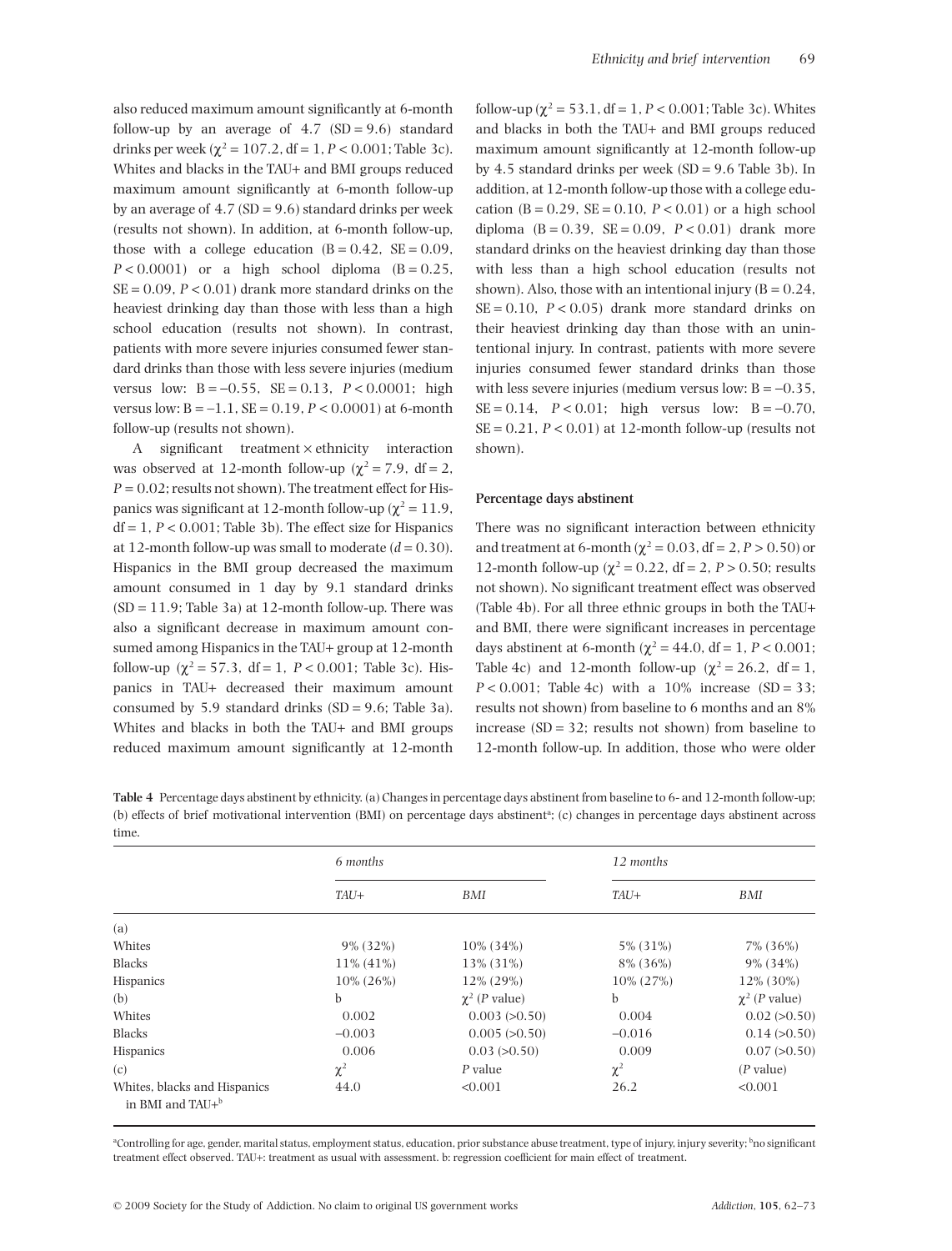also reduced maximum amount significantly at 6-month follow-up by an average of 4.7 (SD = 9.6) standard drinks per week ($\chi^2 = 107.2$, df = 1, $P < 0.001$; Table 3c). Whites and blacks in the TAU+ and BMI groups reduced maximum amount significantly at 6-month follow-up by an average of 4.7 (SD = 9.6) standard drinks per week (results not shown). In addition, at 6-month follow-up, those with a college education (B = 0.42, SE = 0.09, $P < 0.0001$) or a high school diploma (B = 0.25, SE = 0.09, $P < 0.01$) drank more standard drinks on the heaviest drinking day than those with less than a high school education (results not shown). In contrast, patients with more severe injuries consumed fewer standard drinks than those with less severe injuries (medium versus low: B = –0.55, SE = 0.13, $P < 0.0001$; high versus low: B = –1.1, SE = 0.19, $P < 0.0001$) at 6-month follow-up (results not shown).

A significant treatment × ethnicity interaction was observed at 12-month follow-up ($\chi^2 = 7.9$, df = 2, $P = 0.02$; results not shown). The treatment effect for Hispanics was significant at 12-month follow-up ($\chi^2 = 11.9$, df = 1, $P < 0.001$; Table 3b). The effect size for Hispanics at 12-month follow-up was small to moderate ($d = 0.30$). Hispanics in the BMI group decreased the maximum amount consumed in 1 day by 9.1 standard drinks (SD = 11.9; Table 3a) at 12-month follow-up. There was also a significant decrease in maximum amount consumed among Hispanics in the TAU+ group at 12-month follow-up ($\chi^2 = 57.3$, df = 1, $P < 0.001$; Table 3c). Hispanics in TAU+ decreased their maximum amount consumed by 5.9 standard drinks (SD = 9.6; Table 3a). Whites and blacks in both the TAU+ and BMI groups reduced maximum amount significantly at 12-month follow-up ($\chi^2 = 53.1$, df = 1, $P < 0.001$; Table 3c). Whites and blacks in both the TAU+ and BMI groups reduced maximum amount significantly at 12-month follow-up by 4.5 standard drinks per week (SD = 9.6 Table 3b). In addition, at 12-month follow-up those with a college education (B = 0.29, SE = 0.10, $P < 0.01$) or a high school diploma (B = 0.39, SE = 0.09, $P < 0.01$) drank more standard drinks on the heaviest drinking day than those with less than a high school education (results not shown). Also, those with an intentional injury (B = 0.24, SE = 0.10, $P < 0.05$) drank more standard drinks on their heaviest drinking day than those with an unintentional injury. In contrast, patients with more severe injuries consumed fewer standard drinks than those with less severe injuries (medium versus low: B = –0.35, SE = 0.14, $P < 0.01$; high versus low: B = –0.70, SE = 0.21, $P < 0.01$) at 12-month follow-up (results not shown).

#### Percentage days abstinent

There was no significant interaction between ethnicity and treatment at 6-month ($\chi^2 = 0.03$, df = 2, $P > 0.50$) or 12-month follow-up ($\chi^2 = 0.22$, df = 2, $P > 0.50$; results not shown). No significant treatment effect was observed (Table 4b). For all three ethnic groups in both the TAU+ and BMI, there were significant increases in percentage days abstinent at 6-month ($\chi^2 = 44.0$, df = 1, $P < 0.001$; Table 4c) and 12-month follow-up ($\chi^2 = 26.2$, df = 1, $P < 0.001$; Table 4c) with a 10% increase (SD = 33; results not shown) from baseline to 6 months and an 8% increase (SD = 32; results not shown) from baseline to 12-month follow-up. In addition, those who were older

**Table 4** Percentage days abstinent by ethnicity. (a) Changes in percentage days abstinent from baseline to 6- and 12-month follow-up; (b) effects of brief motivational intervention (BMI) on percentage days abstinent[a]; (c) changes in percentage days abstinent across time.

| | *6 months* | | *12 months* | |
|---|---|---|---|---|
| | *TAU+* | *BMI* | *TAU+* | *BMI* |
| (a) | | | | |
| Whites | 9% (32%) | 10% (34%) | 5% (31%) | 7% (36%) |
| Blacks | 11% (41%) | 13% (31%) | 8% (36%) | 9% (34%) |
| Hispanics | 10% (26%) | 12% (29%) | 10% (27%) | 12% (30%) |
| (b) | b | $\chi^2$ (*P* value) | b | $\chi^2$ (*P* value) |
| Whites | 0.002 | 0.003 (>0.50) | 0.004 | 0.02 (>0.50) |
| Blacks | –0.003 | 0.005 (>0.50) | –0.016 | 0.14 (>0.50) |
| Hispanics | 0.006 | 0.03 (>0.50) | 0.009 | 0.07 (>0.50) |
| (c) | $\chi^2$ | *P* value | $\chi^2$ | (*P* value) |
| Whites, blacks and Hispanics in BMI and TAU+[b] | 44.0 | <0.001 | 26.2 | <0.001 |

[a]Controlling for age, gender, marital status, employment status, education, prior substance abuse treatment, type of injury, injury severity; [b]no significant treatment effect observed. TAU+: treatment as usual with assessment. b: regression coefficient for main effect of treatment.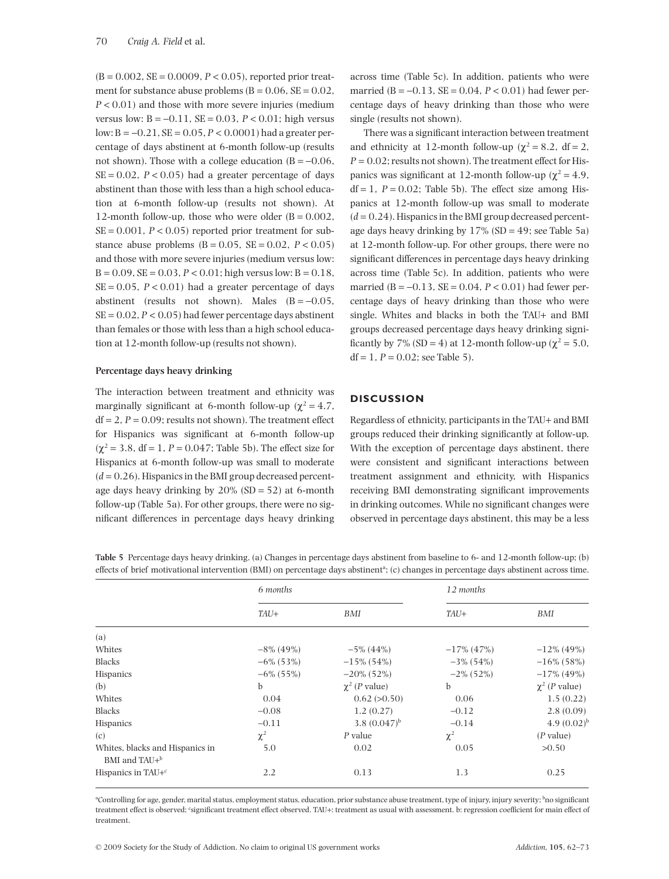(B = 0.002, SE = 0.0009, $P < 0.05$), reported prior treatment for substance abuse problems (B = 0.06, SE = 0.02, $P < 0.01$) and those with more severe injuries (medium versus low: B = −0.11, SE = 0.03, $P < 0.01$; high versus low: B = −0.21, SE = 0.05, $P < 0.0001$) had a greater percentage of days abstinent at 6-month follow-up (results not shown). Those with a college education (B = −0.06, SE = 0.02, $P < 0.05$) had a greater percentage of days abstinent than those with less than a high school education at 6-month follow-up (results not shown). At 12-month follow-up, those who were older (B = 0.002, SE = 0.001, $P < 0.05$) reported prior treatment for substance abuse problems (B = 0.05, SE = 0.02, $P < 0.05$) and those with more severe injuries (medium versus low: B = 0.09, SE = 0.03, $P < 0.01$; high versus low: B = 0.18, SE = 0.05, $P < 0.01$) had a greater percentage of days abstinent (results not shown). Males (B = −0.05, SE = 0.02, $P < 0.05$) had fewer percentage days abstinent than females or those with less than a high school education at 12-month follow-up (results not shown).

#### Percentage days heavy drinking

The interaction between treatment and ethnicity was marginally significant at 6-month follow-up ($\chi^2 = 4.7$, df = 2, $P = 0.09$; results not shown). The treatment effect for Hispanics was significant at 6-month follow-up ($\chi^2 = 3.8$, df = 1, $P = 0.047$; Table 5b). The effect size for Hispanics at 6-month follow-up was small to moderate ($d = 0.26$). Hispanics in the BMI group decreased percentage days heavy drinking by 20% (SD = 52) at 6-month follow-up (Table 5a). For other groups, there were no significant differences in percentage days heavy drinking across time (Table 5c). In addition, patients who were married (B = −0.13, SE = 0.04, $P < 0.01$) had fewer percentage days of heavy drinking than those who were single (results not shown).

There was a significant interaction between treatment and ethnicity at 12-month follow-up ($\chi^2 = 8.2$, df = 2, $P = 0.02$; results not shown). The treatment effect for Hispanics was significant at 12-month follow-up ($\chi^2 = 4.9$, df = 1, $P = 0.02$; Table 5b). The effect size among Hispanics at 12-month follow-up was small to moderate ($d = 0.24$). Hispanics in the BMI group decreased percentage days heavy drinking by 17% (SD = 49; see Table 5a) at 12-month follow-up. For other groups, there were no significant differences in percentage days heavy drinking across time (Table 5c). In addition, patients who were married (B = −0.13, SE = 0.04, $P < 0.01$) had fewer percentage days of heavy drinking than those who were single. Whites and blacks in both the TAU+ and BMI groups decreased percentage days heavy drinking significantly by 7% (SD = 4) at 12-month follow-up ($\chi^2 = 5.0$, df = 1, $P = 0.02$; see Table 5).

## DISCUSSION

Regardless of ethnicity, participants in the TAU+ and BMI groups reduced their drinking significantly at follow-up. With the exception of percentage days abstinent, there were consistent and significant interactions between treatment assignment and ethnicity, with Hispanics receiving BMI demonstrating significant improvements in drinking outcomes. While no significant changes were observed in percentage days abstinent, this may be a less

**Table 5** Percentage days heavy drinking. (a) Changes in percentage days abstinent from baseline to 6- and 12-month follow-up; (b) effects of brief motivational intervention (BMI) on percentage days abstinent[a]; (c) changes in percentage days abstinent across time.

| | *6 months* | | *12 months* | |
|---|---|---|---|---|
| | *TAU+* | *BMI* | *TAU+* | *BMI* |
| (a) | | | | |
| Whites | −8% (49%) | −5% (44%) | −17% (47%) | −12% (49%) |
| Blacks | −6% (53%) | −15% (54%) | −3% (54%) | −16% (58%) |
| Hispanics | −6% (55%) | −20% (52%) | −2% (52%) | −17% (49%) |
| (b) | b | $\chi^2$ (*P* value) | b | $\chi^2$ (*P* value) |
| Whites | 0.04 | 0.62 (>0.50) | 0.06 | 1.5 (0.22) |
| Blacks | −0.08 | 1.2 (0.27) | −0.12 | 2.8 (0.09) |
| Hispanics | −0.11 | 3.8 (0.047)[b] | −0.14 | 4.9 (0.02)[b] |
| (c) | $\chi^2$ | *P* value | $\chi^2$ | (*P* value) |
| Whites, blacks and Hispanics in BMI and TAU+[b] | 5.0 | 0.02 | 0.05 | >0.50 |
| Hispanics in TAU+[c] | 2.2 | 0.13 | 1.3 | 0.25 |

[a]Controlling for age, gender, marital status, employment status, education, prior substance abuse treatment, type of injury, injury severity; [b]no significant treatment effect is observed; [c]significant treatment effect observed. TAU+: treatment as usual with assessment. b: regression coefficient for main effect of treatment.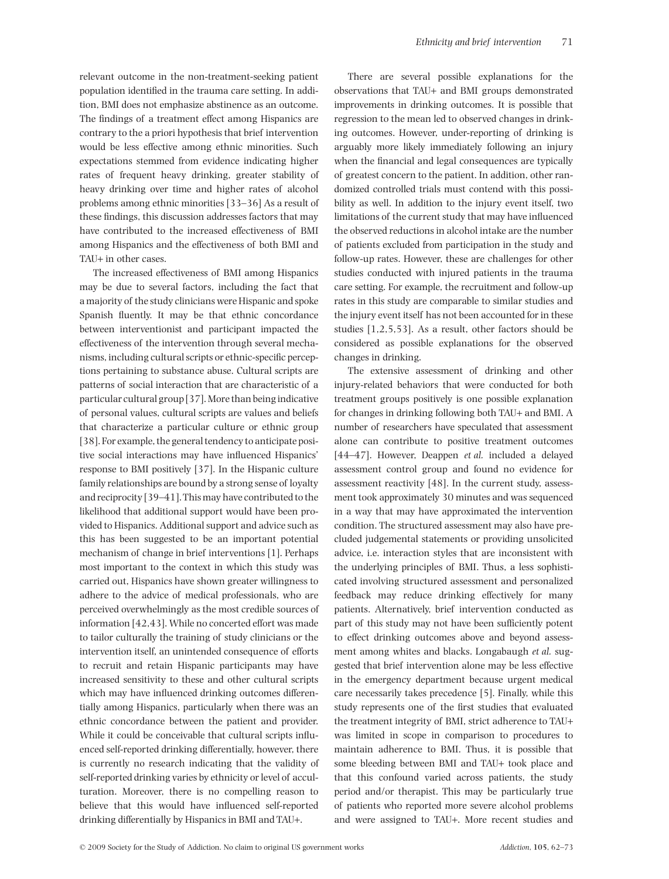relevant outcome in the non-treatment-seeking patient population identified in the trauma care setting. In addition, BMI does not emphasize abstinence as an outcome. The findings of a treatment effect among Hispanics are contrary to the a priori hypothesis that brief intervention would be less effective among ethnic minorities. Such expectations stemmed from evidence indicating higher rates of frequent heavy drinking, greater stability of heavy drinking over time and higher rates of alcohol problems among ethnic minorities [33–36] As a result of these findings, this discussion addresses factors that may have contributed to the increased effectiveness of BMI among Hispanics and the effectiveness of both BMI and TAU+ in other cases.

The increased effectiveness of BMI among Hispanics may be due to several factors, including the fact that a majority of the study clinicians were Hispanic and spoke Spanish fluently. It may be that ethnic concordance between interventionist and participant impacted the effectiveness of the intervention through several mechanisms, including cultural scripts or ethnic-specific perceptions pertaining to substance abuse. Cultural scripts are patterns of social interaction that are characteristic of a particular cultural group [37]. More than being indicative of personal values, cultural scripts are values and beliefs that characterize a particular culture or ethnic group [38]. For example, the general tendency to anticipate positive social interactions may have influenced Hispanics' response to BMI positively [37]. In the Hispanic culture family relationships are bound by a strong sense of loyalty and reciprocity [39–41]. This may have contributed to the likelihood that additional support would have been provided to Hispanics. Additional support and advice such as this has been suggested to be an important potential mechanism of change in brief interventions [1]. Perhaps most important to the context in which this study was carried out, Hispanics have shown greater willingness to adhere to the advice of medical professionals, who are perceived overwhelmingly as the most credible sources of information [42,43]. While no concerted effort was made to tailor culturally the training of study clinicians or the intervention itself, an unintended consequence of efforts to recruit and retain Hispanic participants may have increased sensitivity to these and other cultural scripts which may have influenced drinking outcomes differentially among Hispanics, particularly when there was an ethnic concordance between the patient and provider. While it could be conceivable that cultural scripts influenced self-reported drinking differentially, however, there is currently no research indicating that the validity of self-reported drinking varies by ethnicity or level of acculturation. Moreover, there is no compelling reason to believe that this would have influenced self-reported drinking differentially by Hispanics in BMI and TAU+.

There are several possible explanations for the observations that TAU+ and BMI groups demonstrated improvements in drinking outcomes. It is possible that regression to the mean led to observed changes in drinking outcomes. However, under-reporting of drinking is arguably more likely immediately following an injury when the financial and legal consequences are typically of greatest concern to the patient. In addition, other randomized controlled trials must contend with this possibility as well. In addition to the injury event itself, two limitations of the current study that may have influenced the observed reductions in alcohol intake are the number of patients excluded from participation in the study and follow-up rates. However, these are challenges for other studies conducted with injured patients in the trauma care setting. For example, the recruitment and follow-up rates in this study are comparable to similar studies and the injury event itself has not been accounted for in these studies [1,2,5,53]. As a result, other factors should be considered as possible explanations for the observed changes in drinking.

The extensive assessment of drinking and other injury-related behaviors that were conducted for both treatment groups positively is one possible explanation for changes in drinking following both TAU+ and BMI. A number of researchers have speculated that assessment alone can contribute to positive treatment outcomes [44–47]. However, Deappen *et al.* included a delayed assessment control group and found no evidence for assessment reactivity [48]. In the current study, assessment took approximately 30 minutes and was sequenced in a way that may have approximated the intervention condition. The structured assessment may also have precluded judgemental statements or providing unsolicited advice, i.e. interaction styles that are inconsistent with the underlying principles of BMI. Thus, a less sophisticated involving structured assessment and personalized feedback may reduce drinking effectively for many patients. Alternatively, brief intervention conducted as part of this study may not have been sufficiently potent to effect drinking outcomes above and beyond assessment among whites and blacks. Longabaugh *et al.* suggested that brief intervention alone may be less effective in the emergency department because urgent medical care necessarily takes precedence [5]. Finally, while this study represents one of the first studies that evaluated the treatment integrity of BMI, strict adherence to TAU+ was limited in scope in comparison to procedures to maintain adherence to BMI. Thus, it is possible that some bleeding between BMI and TAU+ took place and that this confound varied across patients, the study period and/or therapist. This may be particularly true of patients who reported more severe alcohol problems and were assigned to TAU+. More recent studies and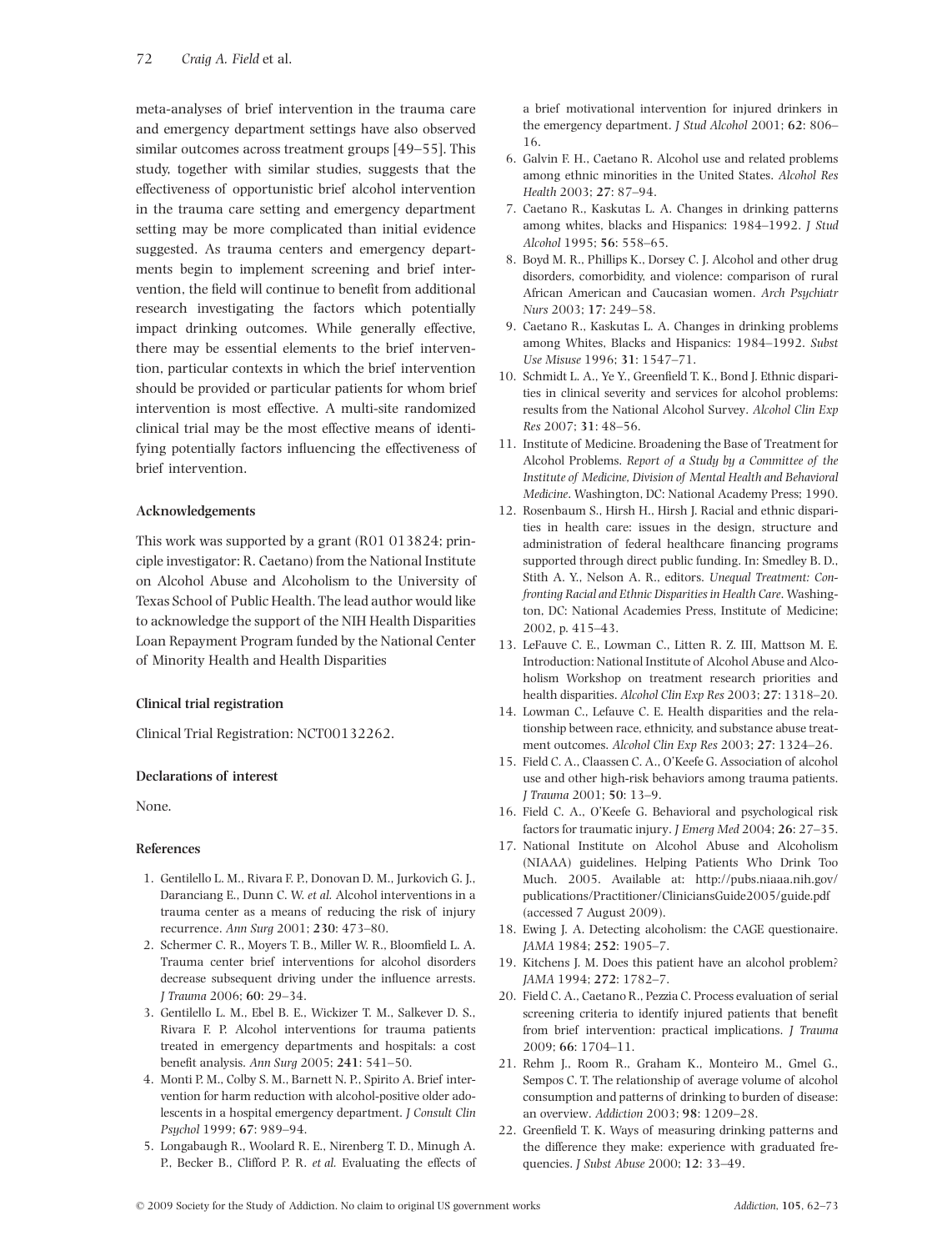meta-analyses of brief intervention in the trauma care and emergency department settings have also observed similar outcomes across treatment groups [49–55]. This study, together with similar studies, suggests that the effectiveness of opportunistic brief alcohol intervention in the trauma care setting and emergency department setting may be more complicated than initial evidence suggested. As trauma centers and emergency departments begin to implement screening and brief intervention, the field will continue to benefit from additional research investigating the factors which potentially impact drinking outcomes. While generally effective, there may be essential elements to the brief intervention, particular contexts in which the brief intervention should be provided or particular patients for whom brief intervention is most effective. A multi-site randomized clinical trial may be the most effective means of identifying potentially factors influencing the effectiveness of brief intervention.

### Acknowledgements

This work was supported by a grant (R01 013824; principle investigator: R. Caetano) from the National Institute on Alcohol Abuse and Alcoholism to the University of Texas School of Public Health. The lead author would like to acknowledge the support of the NIH Health Disparities Loan Repayment Program funded by the National Center of Minority Health and Health Disparities

### Clinical trial registration

Clinical Trial Registration: NCT00132262.

### Declarations of interest

None.

### References

1. Gentilello L. M., Rivara F. P., Donovan D. M., Jurkovich G. J., Daranciang E., Dunn C. W. *et al.* Alcohol interventions in a trauma center as a means of reducing the risk of injury recurrence. *Ann Surg* 2001; **230**: 473–80.
2. Schermer C. R., Moyers T. B., Miller W. R., Bloomfield L. A. Trauma center brief interventions for alcohol disorders decrease subsequent driving under the influence arrests. *J Trauma* 2006; **60**: 29–34.
3. Gentilello L. M., Ebel B. E., Wickizer T. M., Salkever D. S., Rivara F. P. Alcohol interventions for trauma patients treated in emergency departments and hospitals: a cost benefit analysis. *Ann Surg* 2005; **241**: 541–50.
4. Monti P. M., Colby S. M., Barnett N. P., Spirito A. Brief intervention for harm reduction with alcohol-positive older adolescents in a hospital emergency department. *J Consult Clin Psychol* 1999; **67**: 989–94.
5. Longabaugh R., Woolard R. E., Nirenberg T. D., Minugh A. P., Becker B., Clifford P. R. *et al.* Evaluating the effects of a brief motivational intervention for injured drinkers in the emergency department. *J Stud Alcohol* 2001; **62**: 806–16.
6. Galvin F. H., Caetano R. Alcohol use and related problems among ethnic minorities in the United States. *Alcohol Res Health* 2003; **27**: 87–94.
7. Caetano R., Kaskutas L. A. Changes in drinking patterns among whites, blacks and Hispanics: 1984–1992. *J Stud Alcohol* 1995; **56**: 558–65.
8. Boyd M. R., Phillips K., Dorsey C. J. Alcohol and other drug disorders, comorbidity, and violence: comparison of rural African American and Caucasian women. *Arch Psychiatr Nurs* 2003; **17**: 249–58.
9. Caetano R., Kaskutas L. A. Changes in drinking problems among Whites, Blacks and Hispanics: 1984–1992. *Subst Use Misuse* 1996; **31**: 1547–71.
10. Schmidt L. A., Ye Y., Greenfield T. K., Bond J. Ethnic disparities in clinical severity and services for alcohol problems: results from the National Alcohol Survey. *Alcohol Clin Exp Res* 2007; **31**: 48–56.
11. Institute of Medicine. Broadening the Base of Treatment for Alcohol Problems. *Report of a Study by a Committee of the Institute of Medicine, Division of Mental Health and Behavioral Medicine*. Washington, DC: National Academy Press; 1990.
12. Rosenbaum S., Hirsh H., Hirsh J. Racial and ethnic disparities in health care: issues in the design, structure and administration of federal healthcare financing programs supported through direct public funding. In: Smedley B. D., Stith A. Y., Nelson A. R., editors. *Unequal Treatment: Confronting Racial and Ethnic Disparities in Health Care*. Washington, DC: National Academies Press, Institute of Medicine; 2002, p. 415–43.
13. LeFauve C. E., Lowman C., Litten R. Z. III, Mattson M. E. Introduction: National Institute of Alcohol Abuse and Alcoholism Workshop on treatment research priorities and health disparities. *Alcohol Clin Exp Res* 2003; **27**: 1318–20.
14. Lowman C., Lefauve C. E. Health disparities and the relationship between race, ethnicity, and substance abuse treatment outcomes. *Alcohol Clin Exp Res* 2003; **27**: 1324–26.
15. Field C. A., Claassen C. A., O'Keefe G. Association of alcohol use and other high-risk behaviors among trauma patients. *J Trauma* 2001; **50**: 13–9.
16. Field C. A., O'Keefe G. Behavioral and psychological risk factors for traumatic injury. *J Emerg Med* 2004; **26**: 27–35.
17. National Institute on Alcohol Abuse and Alcoholism (NIAAA) guidelines. Helping Patients Who Drink Too Much. 2005. Available at: http://pubs.niaaa.nih.gov/publications/Practitioner/CliniciansGuide2005/guide.pdf (accessed 7 August 2009).
18. Ewing J. A. Detecting alcoholism: the CAGE questionaire. *JAMA* 1984; **252**: 1905–7.
19. Kitchens J. M. Does this patient have an alcohol problem? *JAMA* 1994; **272**: 1782–7.
20. Field C. A., Caetano R., Pezzia C. Process evaluation of serial screening criteria to identify injured patients that benefit from brief intervention: practical implications. *J Trauma* 2009; **66**: 1704–11.
21. Rehm J., Room R., Graham K., Monteiro M., Gmel G., Sempos C. T. The relationship of average volume of alcohol consumption and patterns of drinking to burden of disease: an overview. *Addiction* 2003; **98**: 1209–28.
22. Greenfield T. K. Ways of measuring drinking patterns and the difference they make: experience with graduated frequencies. *J Subst Abuse* 2000; **12**: 33–49.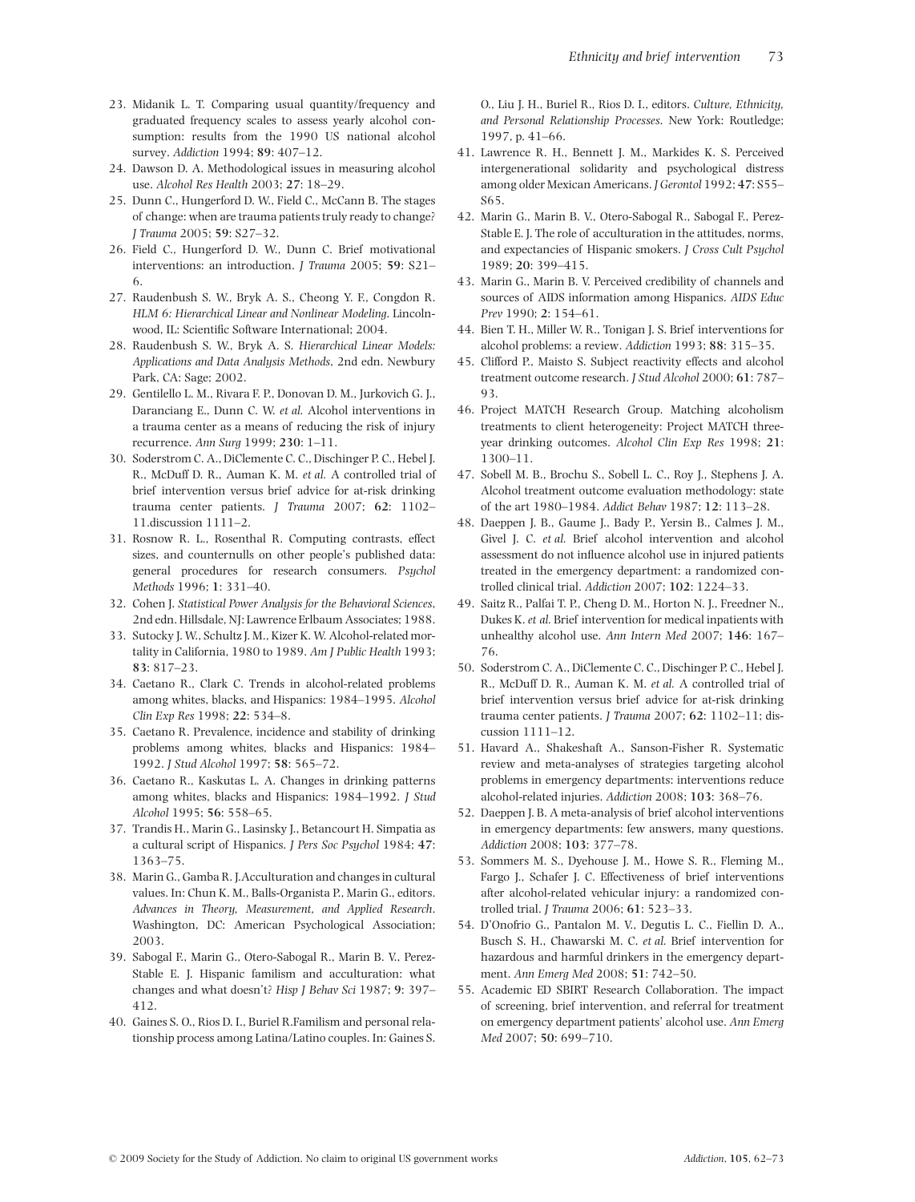23. Midanik L. T. Comparing usual quantity/frequency and graduated frequency scales to assess yearly alcohol consumption: results from the 1990 US national alcohol survey. *Addiction* 1994; **89**: 407–12.
24. Dawson D. A. Methodological issues in measuring alcohol use. *Alcohol Res Health* 2003; **27**: 18–29.
25. Dunn C., Hungerford D. W., Field C., McCann B. The stages of change: when are trauma patients truly ready to change? *J Trauma* 2005; **59**: S27–32.
26. Field C., Hungerford D. W., Dunn C. Brief motivational interventions: an introduction. *J Trauma* 2005; **59**: S21–6.
27. Raudenbush S. W., Bryk A. S., Cheong Y. F., Congdon R. *HLM 6: Hierarchical Linear and Nonlinear Modeling*. Lincolnwood, IL: Scientific Software International; 2004.
28. Raudenbush S. W., Bryk A. S. *Hierarchical Linear Models: Applications and Data Analysis Methods*, 2nd edn. Newbury Park, CA: Sage; 2002.
29. Gentilello L. M., Rivara F. P., Donovan D. M., Jurkovich G. J., Daranciang E., Dunn C. W. *et al.* Alcohol interventions in a trauma center as a means of reducing the risk of injury recurrence. *Ann Surg* 1999; **230**: 1–11.
30. Soderstrom C. A., DiClemente C. C., Dischinger P. C., Hebel J. R., McDuff D. R., Auman K. M. *et al.* A controlled trial of brief intervention versus brief advice for at-risk drinking trauma center patients. *J Trauma* 2007; **62**: 1102–11.discussion 1111–2.
31. Rosnow R. L., Rosenthal R. Computing contrasts, effect sizes, and counternulls on other people's published data: general procedures for research consumers. *Psychol Methods* 1996; **1**: 331–40.
32. Cohen J. *Statistical Power Analysis for the Behavioral Sciences*, 2nd edn. Hillsdale, NJ: Lawrence Erlbaum Associates; 1988.
33. Sutocky J. W., Schultz J. M., Kizer K. W. Alcohol-related mortality in California, 1980 to 1989. *Am J Public Health* 1993; **83**: 817–23.
34. Caetano R., Clark C. Trends in alcohol-related problems among whites, blacks, and Hispanics: 1984–1995. *Alcohol Clin Exp Res* 1998; **22**: 534–8.
35. Caetano R. Prevalence, incidence and stability of drinking problems among whites, blacks and Hispanics: 1984–1992. *J Stud Alcohol* 1997; **58**: 565–72.
36. Caetano R., Kaskutas L. A. Changes in drinking patterns among whites, blacks and Hispanics: 1984–1992. *J Stud Alcohol* 1995; **56**: 558–65.
37. Trandis H., Marin G., Lasinsky J., Betancourt H. Simpatia as a cultural script of Hispanics. *J Pers Soc Psychol* 1984; **47**: 1363–75.
38. Marin G., Gamba R. J.Acculturation and changes in cultural values. In: Chun K. M., Balls-Organista P., Marin G., editors. *Advances in Theory, Measurement, and Applied Research*. Washington, DC: American Psychological Association; 2003.
39. Sabogal F., Marin G., Otero-Sabogal R., Marin B. V., Perez-Stable E. J. Hispanic familism and acculturation: what changes and what doesn't? *Hisp J Behav Sci* 1987; **9**: 397–412.
40. Gaines S. O., Rios D. I., Buriel R.Familism and personal relationship process among Latina/Latino couples. In: Gaines S. O., Liu J. H., Buriel R., Rios D. I., editors. *Culture, Ethnicity, and Personal Relationship Processes*. New York: Routledge; 1997, p. 41–66.
41. Lawrence R. H., Bennett J. M., Markides K. S. Perceived intergenerational solidarity and psychological distress among older Mexican Americans. *J Gerontol* 1992; **47**: S55–S65.
42. Marin G., Marin B. V., Otero-Sabogal R., Sabogal F., Perez-Stable E. J. The role of acculturation in the attitudes, norms, and expectancies of Hispanic smokers. *J Cross Cult Psychol* 1989; **20**: 399–415.
43. Marin G., Marin B. V. Perceived credibility of channels and sources of AIDS information among Hispanics. *AIDS Educ Prev* 1990; **2**: 154–61.
44. Bien T. H., Miller W. R., Tonigan J. S. Brief interventions for alcohol problems: a review. *Addiction* 1993; **88**: 315–35.
45. Clifford P., Maisto S. Subject reactivity effects and alcohol treatment outcome research. *J Stud Alcohol* 2000; **61**: 787–93.
46. Project MATCH Research Group. Matching alcoholism treatments to client heterogeneity: Project MATCH three-year drinking outcomes. *Alcohol Clin Exp Res* 1998; **21**: 1300–11.
47. Sobell M. B., Brochu S., Sobell L. C., Roy J., Stephens J. A. Alcohol treatment outcome evaluation methodology: state of the art 1980–1984. *Addict Behav* 1987; **12**: 113–28.
48. Daeppen J. B., Gaume J., Bady P., Yersin B., Calmes J. M., Givel J. C. *et al.* Brief alcohol intervention and alcohol assessment do not influence alcohol use in injured patients treated in the emergency department: a randomized controlled clinical trial. *Addiction* 2007; **102**: 1224–33.
49. Saitz R., Palfai T. P., Cheng D. M., Horton N. J., Freedner N., Dukes K. *et al.* Brief intervention for medical inpatients with unhealthy alcohol use. *Ann Intern Med* 2007; **146**: 167–76.
50. Soderstrom C. A., DiClemente C. C., Dischinger P. C., Hebel J. R., McDuff D. R., Auman K. M. *et al.* A controlled trial of brief intervention versus brief advice for at-risk drinking trauma center patients. *J Trauma* 2007; **62**: 1102–11; discussion 1111–12.
51. Havard A., Shakeshaft A., Sanson-Fisher R. Systematic review and meta-analyses of strategies targeting alcohol problems in emergency departments: interventions reduce alcohol-related injuries. *Addiction* 2008; **103**: 368–76.
52. Daeppen J. B. A meta-analysis of brief alcohol interventions in emergency departments: few answers, many questions. *Addiction* 2008; **103**: 377–78.
53. Sommers M. S., Dyehouse J. M., Howe S. R., Fleming M., Fargo J., Schafer J. C. Effectiveness of brief interventions after alcohol-related vehicular injury: a randomized controlled trial. *J Trauma* 2006; **61**: 523–33.
54. D'Onofrio G., Pantalon M. V., Degutis L. C., Fiellin D. A., Busch S. H., Chawarski M. C. *et al.* Brief intervention for hazardous and harmful drinkers in the emergency department. *Ann Emerg Med* 2008; **51**: 742–50.
55. Academic ED SBIRT Research Collaboration. The impact of screening, brief intervention, and referral for treatment on emergency department patients' alcohol use. *Ann Emerg Med* 2007; **50**: 699–710.